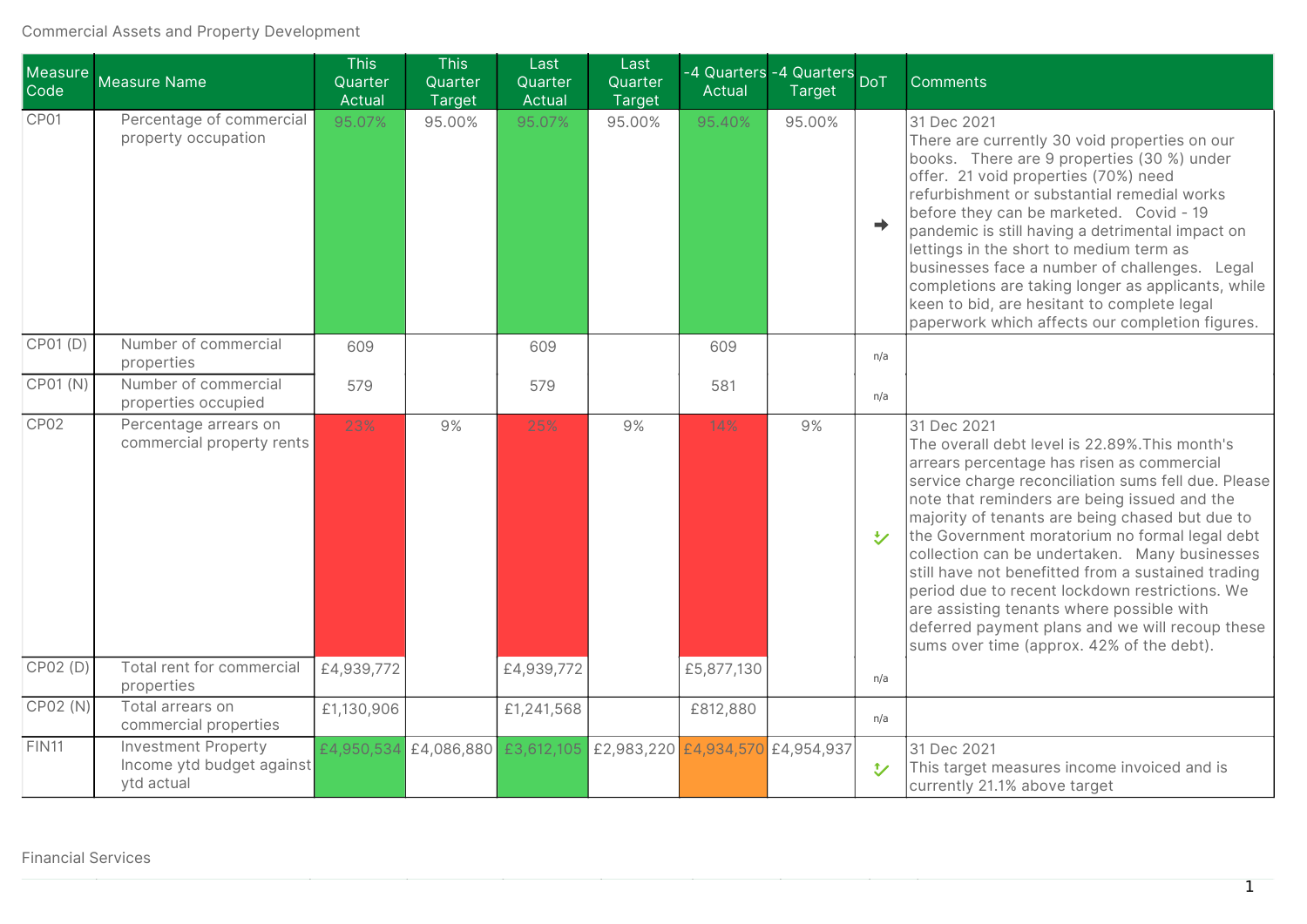Commercial Assets and Property Development

| Measure Code | Measure Name | This Quarter Actual | This Quarter Target | Last Quarter Actual | Last Quarter Target | -4 Quarters Actual | -4 Quarters Target | DoT | Comments |
|---|---|---|---|---|---|---|---|---|---|
| CP01 | Percentage of commercial property occupation | 95.07% | 95.00% | 95.07% | 95.00% | 95.40% | 95.00% | ➡ | 31 Dec 2021<br>There are currently 30 void properties on our books. There are 9 properties (30 %) under offer. 21 void properties (70%) need refurbishment or substantial remedial works before they can be marketed. Covid - 19 pandemic is still having a detrimental impact on lettings in the short to medium term as businesses face a number of challenges. Legal completions are taking longer as applicants, while keen to bid, are hesitant to complete legal paperwork which affects our completion figures. |
| CP01 (D) | Number of commercial properties | 609 | | 609 | | 609 | | n/a | |
| CP01 (N) | Number of commercial properties occupied | 579 | | 579 | | 581 | | n/a | |
| CP02 | Percentage arrears on commercial property rents | 23% | 9% | 25% | 9% | 14% | 9% | ✓ | 31 Dec 2021<br>The overall debt level is 22.89%.This month's arrears percentage has risen as commercial service charge reconciliation sums fell due. Please note that reminders are being issued and the majority of tenants are being chased but due to the Government moratorium no formal legal debt collection can be undertaken. Many businesses still have not benefitted from a sustained trading period due to recent lockdown restrictions. We are assisting tenants where possible with deferred payment plans and we will recoup these sums over time (approx. 42% of the debt). |
| CP02 (D) | Total rent for commercial properties | £4,939,772 | | £4,939,772 | | £5,877,130 | | n/a | |
| CP02 (N) | Total arrears on commercial properties | £1,130,906 | | £1,241,568 | | £812,880 | | n/a | |
| FIN11 | Investment Property Income ytd budget against ytd actual | £4,950,534 | £4,086,880 | £3,612,105 | £2,983,220 | £4,934,570 | £4,954,937 | ✓ | 31 Dec 2021<br>This target measures income invoiced and is currently 21.1% above target |

Financial Services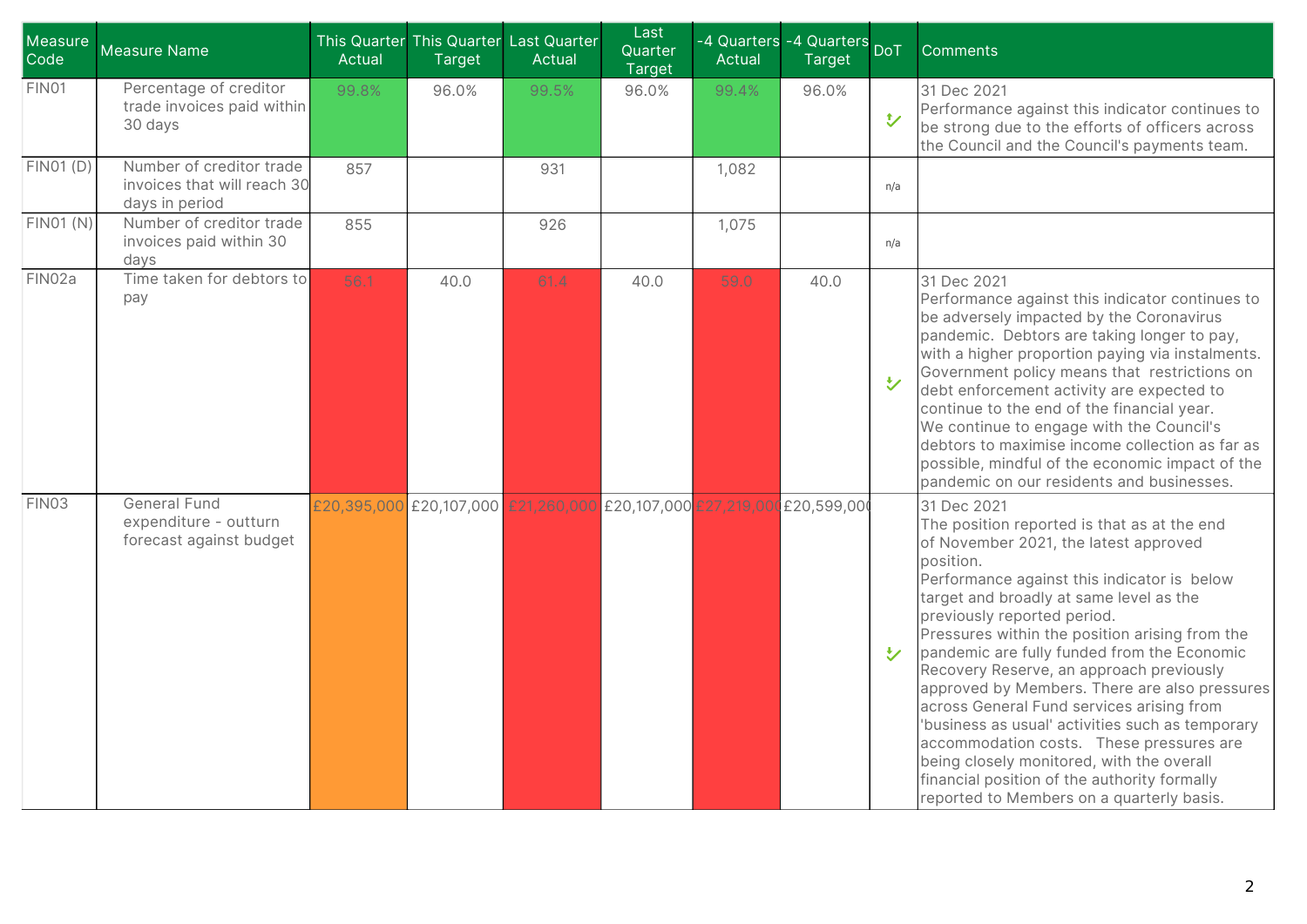| Measure Code | Measure Name | This Quarter Actual | This Quarter Target | Last Quarter Actual | Last Quarter Target | -4 Quarters Actual | -4 Quarters Target | DoT | Comments |
|---|---|---|---|---|---|---|---|---|---|
| FIN01 | Percentage of creditor trade invoices paid within 30 days | 99.8% | 96.0% | 99.5% | 96.0% | 99.4% | 96.0% | | 31 Dec 2021 Performance against this indicator continues to be strong due to the efforts of officers across the Council and the Council's payments team. |
| FIN01 (D) | Number of creditor trade invoices that will reach 30 days in period | 857 | | 931 | | 1,082 | | n/a | |
| FIN01 (N) | Number of creditor trade invoices paid within 30 days | 855 | | 926 | | 1,075 | | n/a | |
| FIN02a | Time taken for debtors to pay | 56.1 | 40.0 | 61.4 | 40.0 | 59.0 | 40.0 | | 31 Dec 2021 Performance against this indicator continues to be adversely impacted by the Coronavirus pandemic. Debtors are taking longer to pay, with a higher proportion paying via instalments. Government policy means that restrictions on debt enforcement activity are expected to continue to the end of the financial year. We continue to engage with the Council's debtors to maximise income collection as far as possible, mindful of the economic impact of the pandemic on our residents and businesses. |
| FIN03 | General Fund expenditure - outturn forecast against budget | £20,395,000 | £20,107,000 | £21,260,000 | £20,107,000 | £27,219,000 | £20,599,000 | | 31 Dec 2021 The position reported is that as at the end of November 2021, the latest approved position. Performance against this indicator is below target and broadly at same level as the previously reported period. Pressures within the position arising from the pandemic are fully funded from the Economic Recovery Reserve, an approach previously approved by Members. There are also pressures across General Fund services arising from 'business as usual' activities such as temporary accommodation costs. These pressures are being closely monitored, with the overall financial position of the authority formally reported to Members on a quarterly basis. |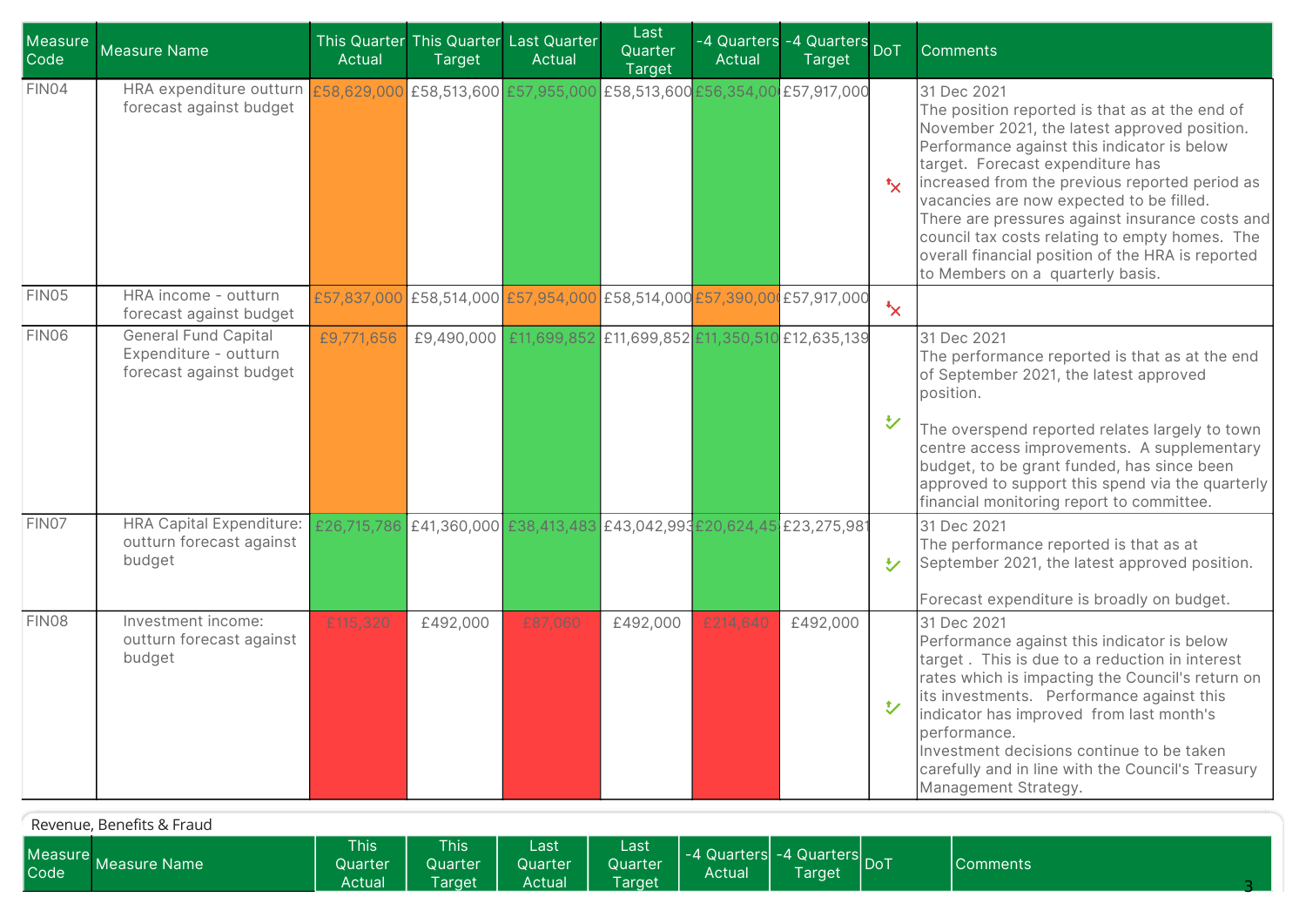| Measure Code | Measure Name | This Quarter Actual | This Quarter Target | Last Quarter Actual | Last Quarter Target | -4 Quarters Actual | -4 Quarters Target | DoT | Comments |
|---|---|---|---|---|---|---|---|---|---|
| FIN04 | HRA expenditure outturn forecast against budget | £58,629,000 | £58,513,600 | £57,955,000 | £58,513,600 | £56,354,00 | £57,917,000 | | 31 Dec 2021 The position reported is that as at the end of November 2021, the latest approved position. Performance against this indicator is below target. Forecast expenditure has increased from the previous reported period as vacancies are now expected to be filled. There are pressures against insurance costs and council tax costs relating to empty homes. The overall financial position of the HRA is reported to Members on a quarterly basis. |
| FIN05 | HRA income - outturn forecast against budget | £57,837,000 | £58,514,000 | £57,954,000 | £58,514,000 | £57,390,00 | £57,917,000 | | |
| FIN06 | General Fund Capital Expenditure - outturn forecast against budget | £9,771,656 | £9,490,000 | £11,699,852 | £11,699,852 | £11,350,510 | £12,635,139 | | 31 Dec 2021 The performance reported is that as at the end of September 2021, the latest approved position. The overspend reported relates largely to town centre access improvements. A supplementary budget, to be grant funded, has since been approved to support this spend via the quarterly financial monitoring report to committee. |
| FIN07 | HRA Capital Expenditure: outturn forecast against budget | £26,715,786 | £41,360,000 | £38,413,483 | £43,042,993 | £20,624,45 | £23,275,981 | | 31 Dec 2021 The performance reported is that as at September 2021, the latest approved position. Forecast expenditure is broadly on budget. |
| FIN08 | Investment income: outturn forecast against budget | £115,320 | £492,000 | £87,060 | £492,000 | £214,640 | £492,000 | | 31 Dec 2021 Performance against this indicator is below target . This is due to a reduction in interest rates which is impacting the Council's return on its investments. Performance against this indicator has improved from last month's performance. Investment decisions continue to be taken carefully and in line with the Council's Treasury Management Strategy. |

Revenue, Benefits & Fraud

| Measure Code | Measure Name | This Quarter Actual | This Quarter Target | Last Quarter Actual | Last Quarter Target | -4 Quarters Actual | -4 Quarters Target | DoT | Comments |
|---|---|---|---|---|---|---|---|---|---|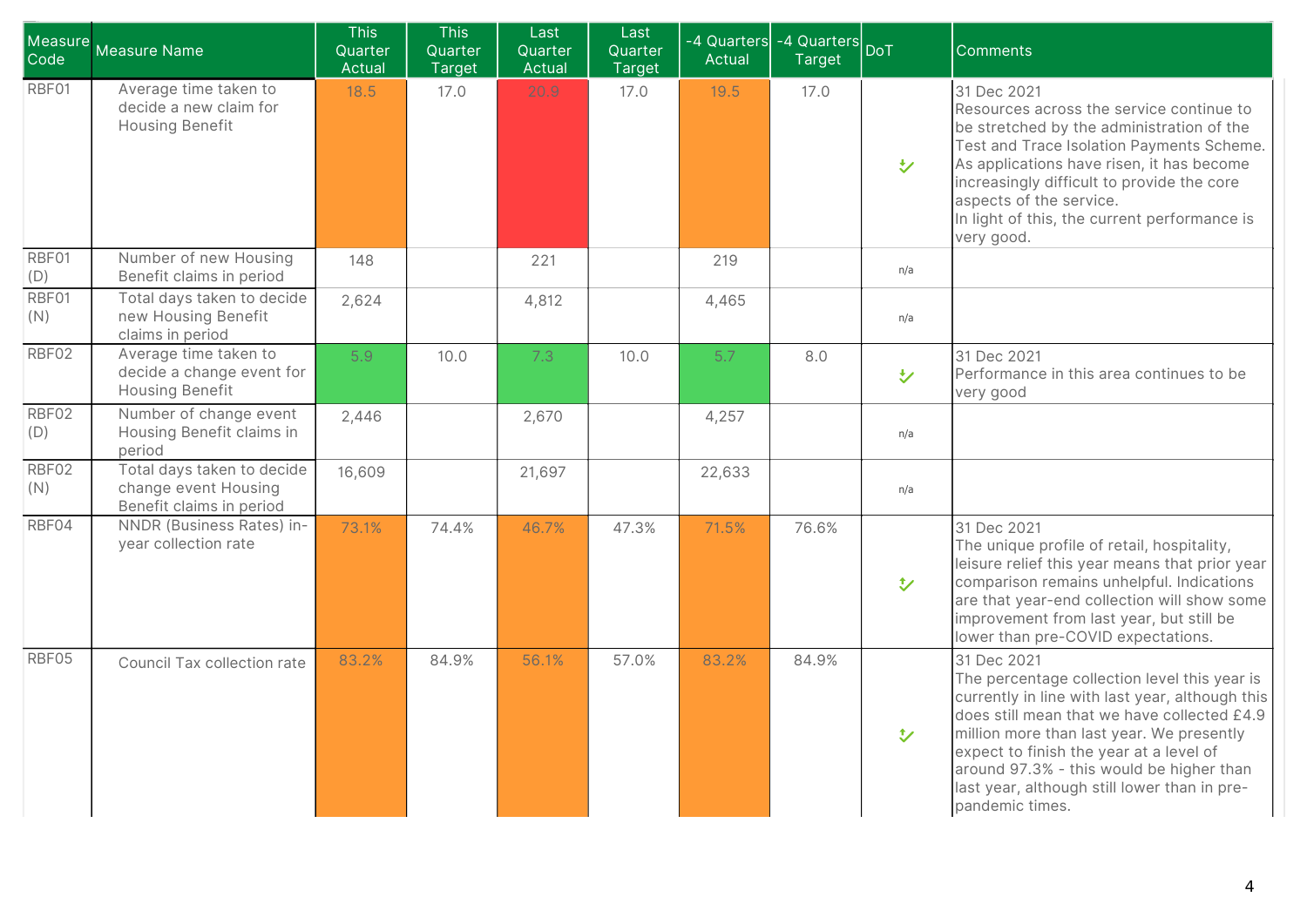| Measure Code | Measure Name | This Quarter Actual | This Quarter Target | Last Quarter Actual | Last Quarter Target | -4 Quarters Actual | -4 Quarters Target | DoT | Comments |
|---|---|---|---|---|---|---|---|---|---|
| RBF01 | Average time taken to decide a new claim for Housing Benefit | 18.5 | 17.0 | 20.9 | 17.0 | 19.5 | 17.0 | | 31 Dec 2021<br>Resources across the service continue to be stretched by the administration of the Test and Trace Isolation Payments Scheme. As applications have risen, it has become increasingly difficult to provide the core aspects of the service.<br>In light of this, the current performance is very good. |
| RBF01 (D) | Number of new Housing Benefit claims in period | 148 | | 221 | | 219 | | n/a | |
| RBF01 (N) | Total days taken to decide new Housing Benefit claims in period | 2,624 | | 4,812 | | 4,465 | | n/a | |
| RBF02 | Average time taken to decide a change event for Housing Benefit | 5.9 | 10.0 | 7.3 | 10.0 | 5.7 | 8.0 | | 31 Dec 2021<br>Performance in this area continues to be very good |
| RBF02 (D) | Number of change event Housing Benefit claims in period | 2,446 | | 2,670 | | 4,257 | | n/a | |
| RBF02 (N) | Total days taken to decide change event Housing Benefit claims in period | 16,609 | | 21,697 | | 22,633 | | n/a | |
| RBF04 | NNDR (Business Rates) in-year collection rate | 73.1% | 74.4% | 46.7% | 47.3% | 71.5% | 76.6% | | 31 Dec 2021<br>The unique profile of retail, hospitality, leisure relief this year means that prior year comparison remains unhelpful. Indications are that year-end collection will show some improvement from last year, but still be lower than pre-COVID expectations. |
| RBF05 | Council Tax collection rate | 83.2% | 84.9% | 56.1% | 57.0% | 83.2% | 84.9% | | 31 Dec 2021<br>The percentage collection level this year is currently in line with last year, although this does still mean that we have collected £4.9 million more than last year. We presently expect to finish the year at a level of around 97.3% - this would be higher than last year, although still lower than in pre-pandemic times. |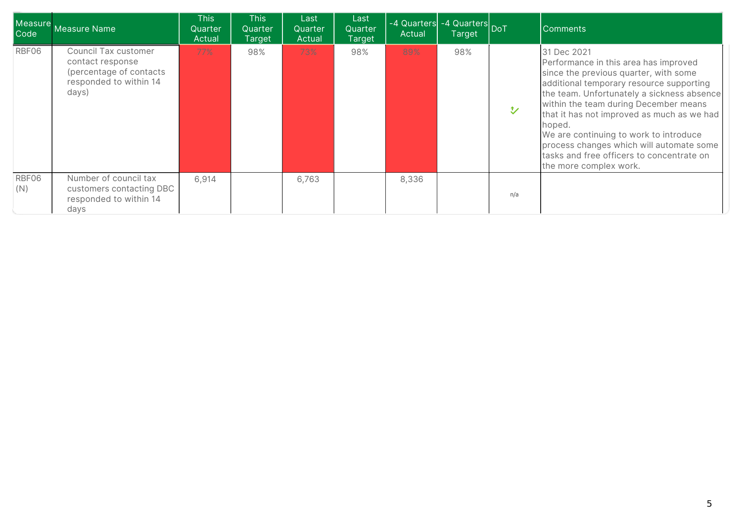| Measure Code | Measure Name | This Quarter Actual | This Quarter Target | Last Quarter Actual | Last Quarter Target | -4 Quarters Actual | -4 Quarters Target | DoT | Comments |
|---|---|---|---|---|---|---|---|---|---|
| RBF06 | Council Tax customer contact response (percentage of contacts responded to within 14 days) | 77% | 98% | 73% | 98% | 89% | 98% | | 31 Dec 2021<br>Performance in this area has improved since the previous quarter, with some additional temporary resource supporting the team. Unfortunately a sickness absence within the team during December means that it has not improved as much as we had hoped.<br>We are continuing to work to introduce process changes which will automate some tasks and free officers to concentrate on the more complex work. |
| RBF06 (N) | Number of council tax customers contacting DBC responded to within 14 days | 6,914 | | 6,763 | | 8,336 | | n/a | |